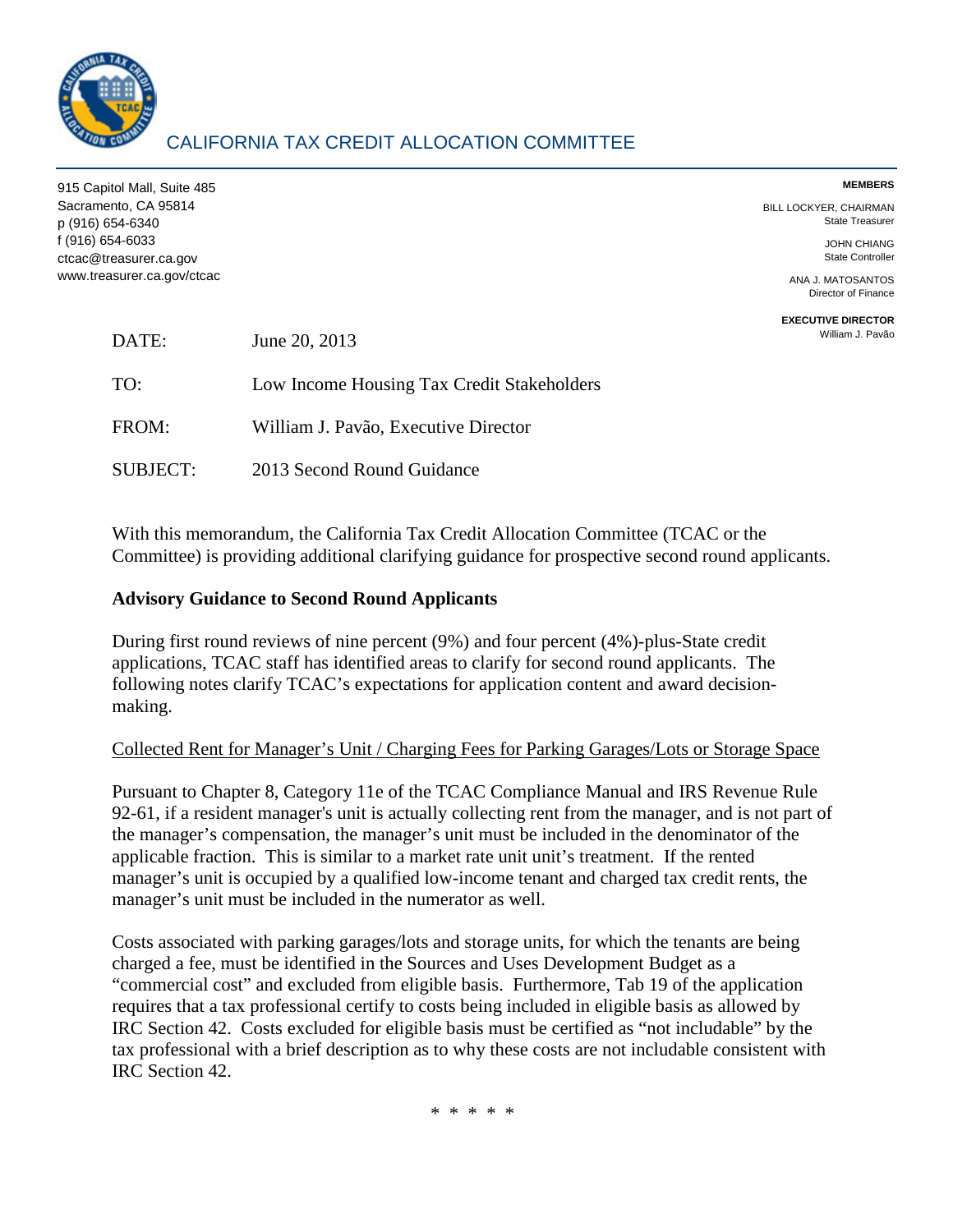# CALIFORNIA TAX CREDIT ALLOCATION COMMITTEE

915 Capitol Mall, Suite 485
Sacramento, CA 95814
p (916) 654-6340
f (916) 654-6033
ctcac@treasurer.ca.gov
www.treasurer.ca.gov/ctcac

**MEMBERS**

BILL LOCKYER, CHAIRMAN
State Treasurer

JOHN CHIANG
State Controller

ANA J. MATOSANTOS
Director of Finance

**EXECUTIVE DIRECTOR**
William J. Pavão

DATE: June 20, 2013

TO: Low Income Housing Tax Credit Stakeholders

FROM: William J. Pavão, Executive Director

SUBJECT: 2013 Second Round Guidance

With this memorandum, the California Tax Credit Allocation Committee (TCAC or the Committee) is providing additional clarifying guidance for prospective second round applicants.

**Advisory Guidance to Second Round Applicants**

During first round reviews of nine percent (9%) and four percent (4%)-plus-State credit applications, TCAC staff has identified areas to clarify for second round applicants. The following notes clarify TCAC's expectations for application content and award decision-making.

<u>Collected Rent for Manager's Unit / Charging Fees for Parking Garages/Lots or Storage Space</u>

Pursuant to Chapter 8, Category 11e of the TCAC Compliance Manual and IRS Revenue Rule 92-61, if a resident manager's unit is actually collecting rent from the manager, and is not part of the manager's compensation, the manager's unit must be included in the denominator of the applicable fraction. This is similar to a market rate unit unit's treatment. If the rented manager's unit is occupied by a qualified low-income tenant and charged tax credit rents, the manager's unit must be included in the numerator as well.

Costs associated with parking garages/lots and storage units, for which the tenants are being charged a fee, must be identified in the Sources and Uses Development Budget as a "commercial cost" and excluded from eligible basis. Furthermore, Tab 19 of the application requires that a tax professional certify to costs being included in eligible basis as allowed by IRC Section 42. Costs excluded for eligible basis must be certified as "not includable" by the tax professional with a brief description as to why these costs are not includable consistent with IRC Section 42.

\* \* \* \* \*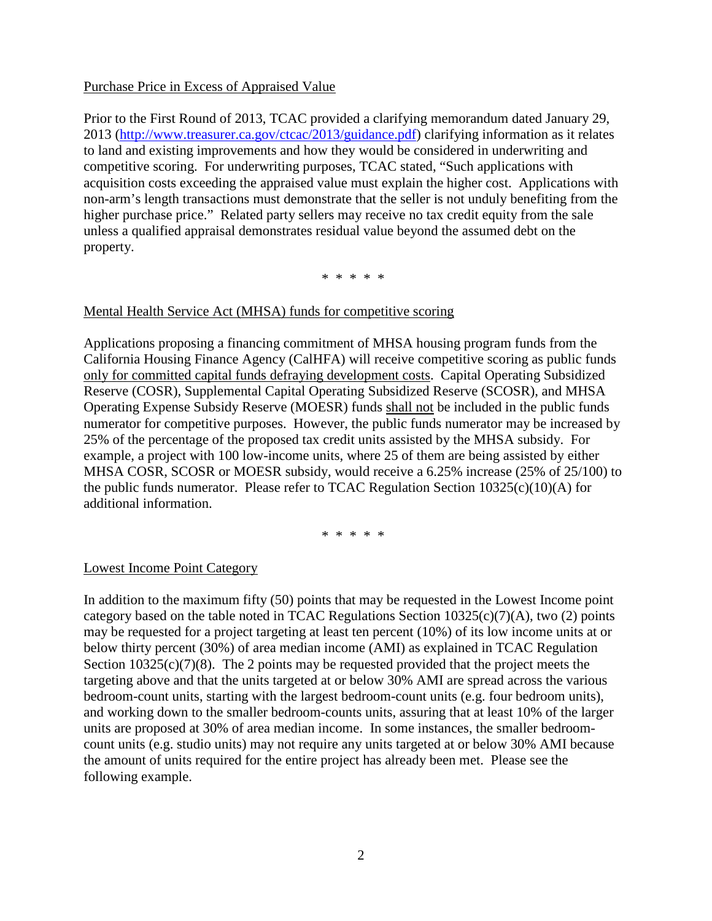Purchase Price in Excess of Appraised Value

Prior to the First Round of 2013, TCAC provided a clarifying memorandum dated January 29, 2013 ([http://www.treasurer.ca.gov/ctcac/2013/guidance.pdf](http://www.treasurer.ca.gov/ctcac/2013/guidance.pdf)) clarifying information as it relates to land and existing improvements and how they would be considered in underwriting and competitive scoring. For underwriting purposes, TCAC stated, "Such applications with acquisition costs exceeding the appraised value must explain the higher cost. Applications with non-arm's length transactions must demonstrate that the seller is not unduly benefiting from the higher purchase price." Related party sellers may receive no tax credit equity from the sale unless a qualified appraisal demonstrates residual value beyond the assumed debt on the property.

\* \* \* \* \*

Mental Health Service Act (MHSA) funds for competitive scoring

Applications proposing a financing commitment of MHSA housing program funds from the California Housing Finance Agency (CalHFA) will receive competitive scoring as public funds only for committed capital funds defraying development costs. Capital Operating Subsidized Reserve (COSR), Supplemental Capital Operating Subsidized Reserve (SCOSR), and MHSA Operating Expense Subsidy Reserve (MOESR) funds shall not be included in the public funds numerator for competitive purposes. However, the public funds numerator may be increased by 25% of the percentage of the proposed tax credit units assisted by the MHSA subsidy. For example, a project with 100 low-income units, where 25 of them are being assisted by either MHSA COSR, SCOSR or MOESR subsidy, would receive a 6.25% increase (25% of 25/100) to the public funds numerator. Please refer to TCAC Regulation Section 10325(c)(10)(A) for additional information.

\* \* \* \* \*

Lowest Income Point Category

In addition to the maximum fifty (50) points that may be requested in the Lowest Income point category based on the table noted in TCAC Regulations Section 10325(c)(7)(A), two (2) points may be requested for a project targeting at least ten percent (10%) of its low income units at or below thirty percent (30%) of area median income (AMI) as explained in TCAC Regulation Section 10325(c)(7)(8). The 2 points may be requested provided that the project meets the targeting above and that the units targeted at or below 30% AMI are spread across the various bedroom-count units, starting with the largest bedroom-count units (e.g. four bedroom units), and working down to the smaller bedroom-counts units, assuring that at least 10% of the larger units are proposed at 30% of area median income. In some instances, the smaller bedroom-count units (e.g. studio units) may not require any units targeted at or below 30% AMI because the amount of units required for the entire project has already been met. Please see the following example.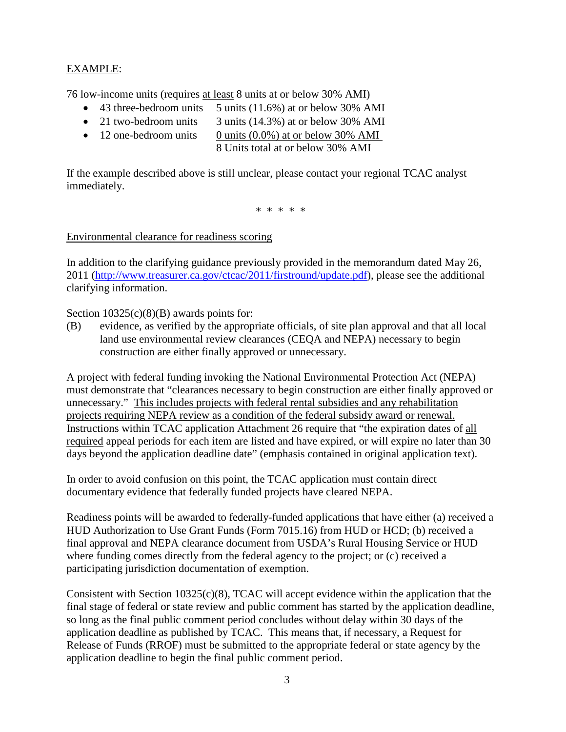EXAMPLE:

76 low-income units (requires at least 8 units at or below 30% AMI)

- 43 three-bedroom units   5 units (11.6%) at or below 30% AMI
- 21 two-bedroom units   3 units (14.3%) at or below 30% AMI
- 12 one-bedroom units   0 units (0.0%) at or below 30% AMI

  8 Units total at or below 30% AMI

If the example described above is still unclear, please contact your regional TCAC analyst immediately.

\* \* \* \* \*

Environmental clearance for readiness scoring

In addition to the clarifying guidance previously provided in the memorandum dated May 26, 2011 (http://www.treasurer.ca.gov/ctcac/2011/firstround/update.pdf), please see the additional clarifying information.

Section 10325(c)(8)(B) awards points for:

(B) evidence, as verified by the appropriate officials, of site plan approval and that all local land use environmental review clearances (CEQA and NEPA) necessary to begin construction are either finally approved or unnecessary.

A project with federal funding invoking the National Environmental Protection Act (NEPA) must demonstrate that "clearances necessary to begin construction are either finally approved or unnecessary." This includes projects with federal rental subsidies and any rehabilitation projects requiring NEPA review as a condition of the federal subsidy award or renewal. Instructions within TCAC application Attachment 26 require that "the expiration dates of all required appeal periods for each item are listed and have expired, or will expire no later than 30 days beyond the application deadline date" (emphasis contained in original application text).

In order to avoid confusion on this point, the TCAC application must contain direct documentary evidence that federally funded projects have cleared NEPA.

Readiness points will be awarded to federally-funded applications that have either (a) received a HUD Authorization to Use Grant Funds (Form 7015.16) from HUD or HCD; (b) received a final approval and NEPA clearance document from USDA's Rural Housing Service or HUD where funding comes directly from the federal agency to the project; or (c) received a participating jurisdiction documentation of exemption.

Consistent with Section 10325(c)(8), TCAC will accept evidence within the application that the final stage of federal or state review and public comment has started by the application deadline, so long as the final public comment period concludes without delay within 30 days of the application deadline as published by TCAC. This means that, if necessary, a Request for Release of Funds (RROF) must be submitted to the appropriate federal or state agency by the application deadline to begin the final public comment period.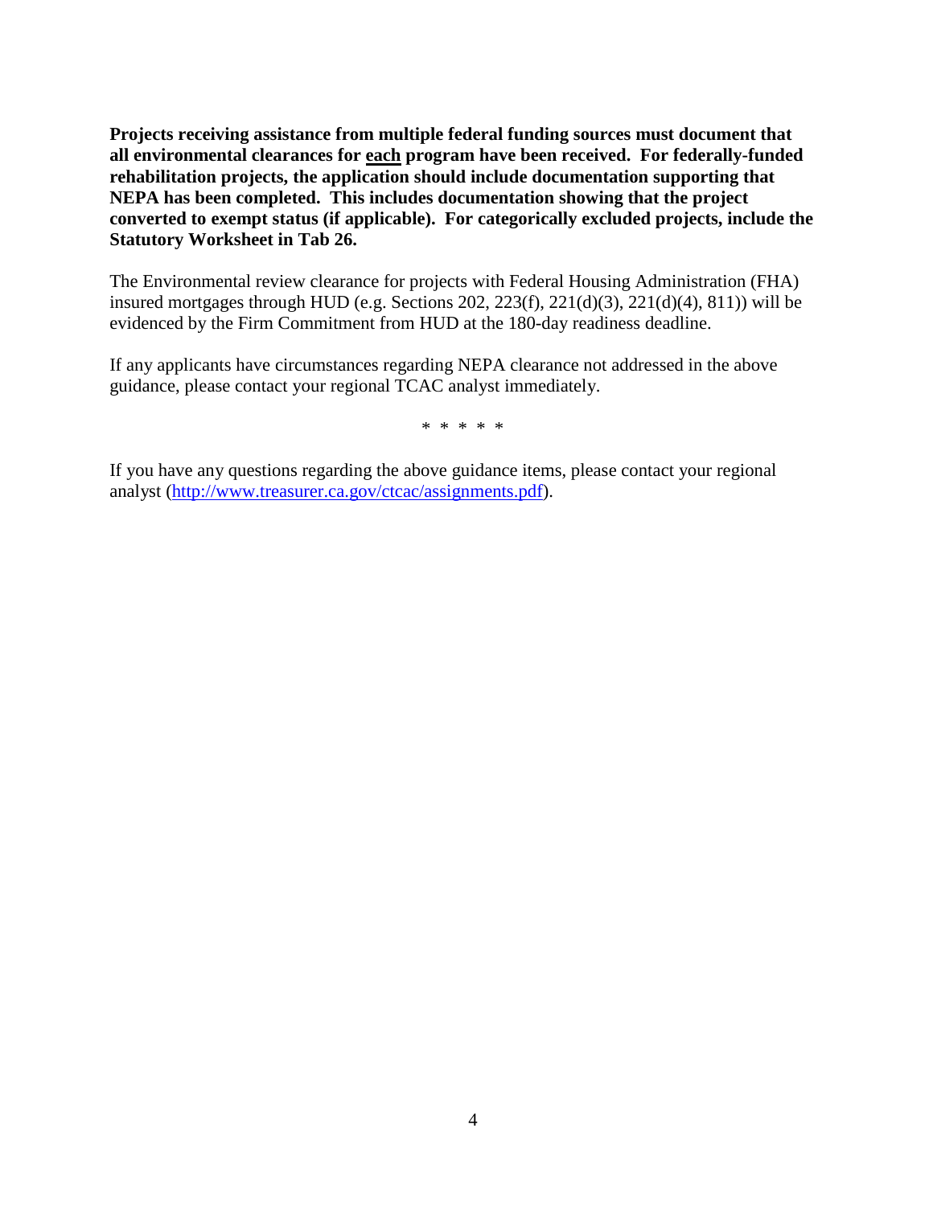**Projects receiving assistance from multiple federal funding sources must document that all environmental clearances for <u>each</u> program have been received. For federally-funded rehabilitation projects, the application should include documentation supporting that NEPA has been completed. This includes documentation showing that the project converted to exempt status (if applicable). For categorically excluded projects, include the Statutory Worksheet in Tab 26.**

The Environmental review clearance for projects with Federal Housing Administration (FHA) insured mortgages through HUD (e.g. Sections 202, 223(f), 221(d)(3), 221(d)(4), 811)) will be evidenced by the Firm Commitment from HUD at the 180-day readiness deadline.

If any applicants have circumstances regarding NEPA clearance not addressed in the above guidance, please contact your regional TCAC analyst immediately.

\* \* \* \* \*

If you have any questions regarding the above guidance items, please contact your regional analyst (http://www.treasurer.ca.gov/ctcac/assignments.pdf).